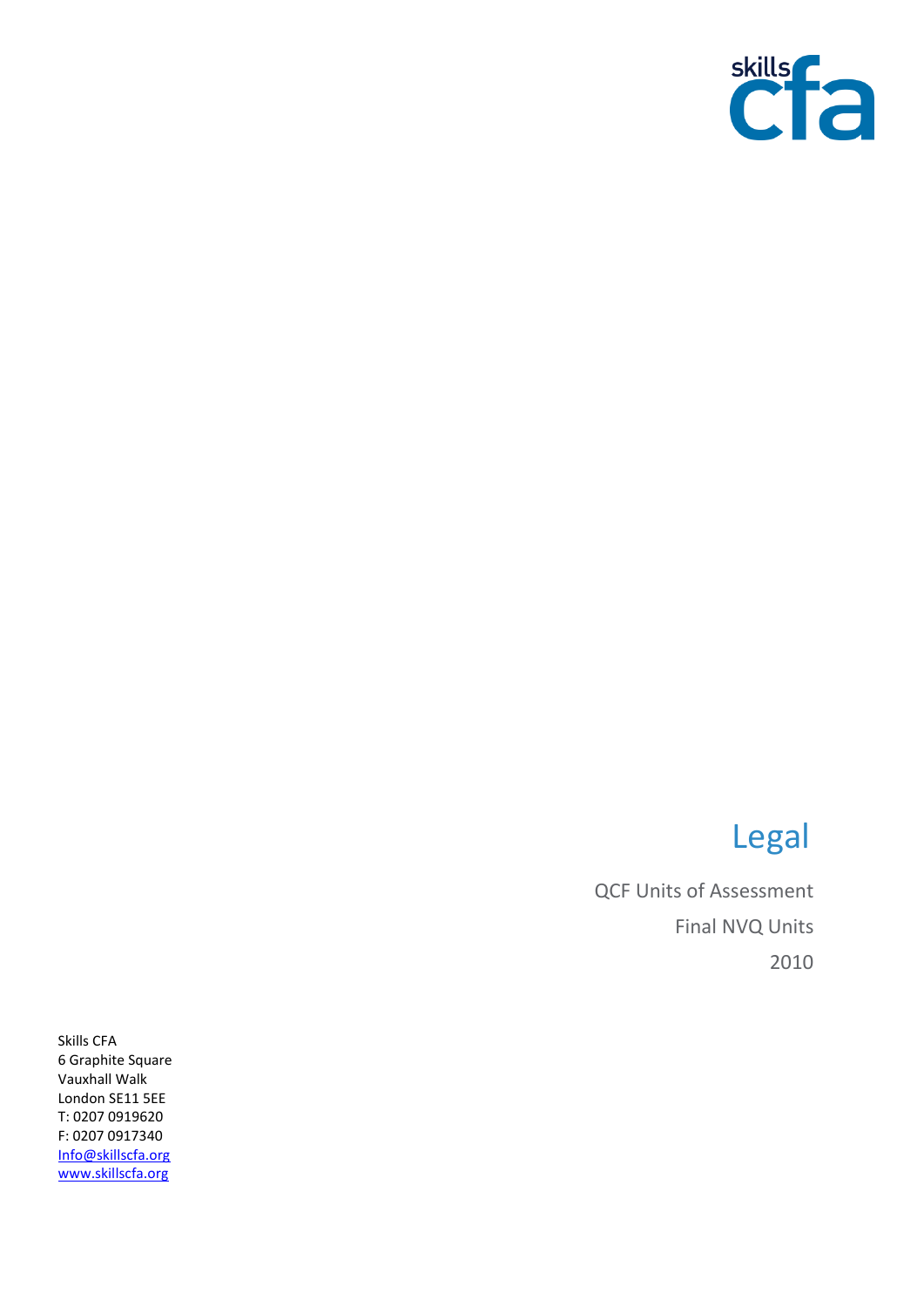skills cfa

# Legal

QCF Units of Assessment

Final NVQ Units

2010

Skills CFA
6 Graphite Square
Vauxhall Walk
London SE11 5EE
T: 0207 0919620
F: 0207 0917340
Info@skillscfa.org
www.skillscfa.org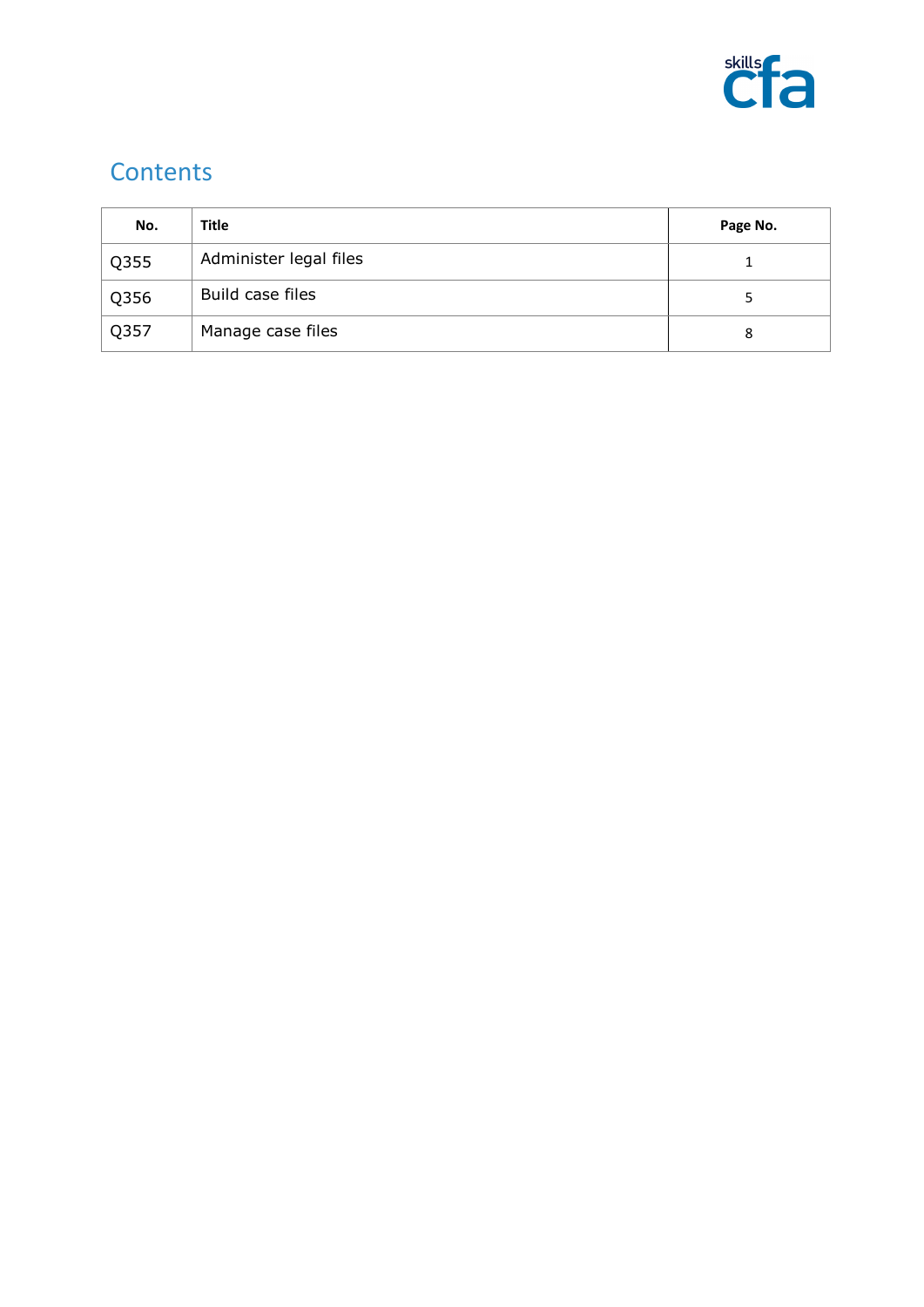## Contents

| No. | Title | Page No. |
|---|---|---|
| Q355 | Administer legal files | 1 |
| Q356 | Build case files | 5 |
| Q357 | Manage case files | 8 |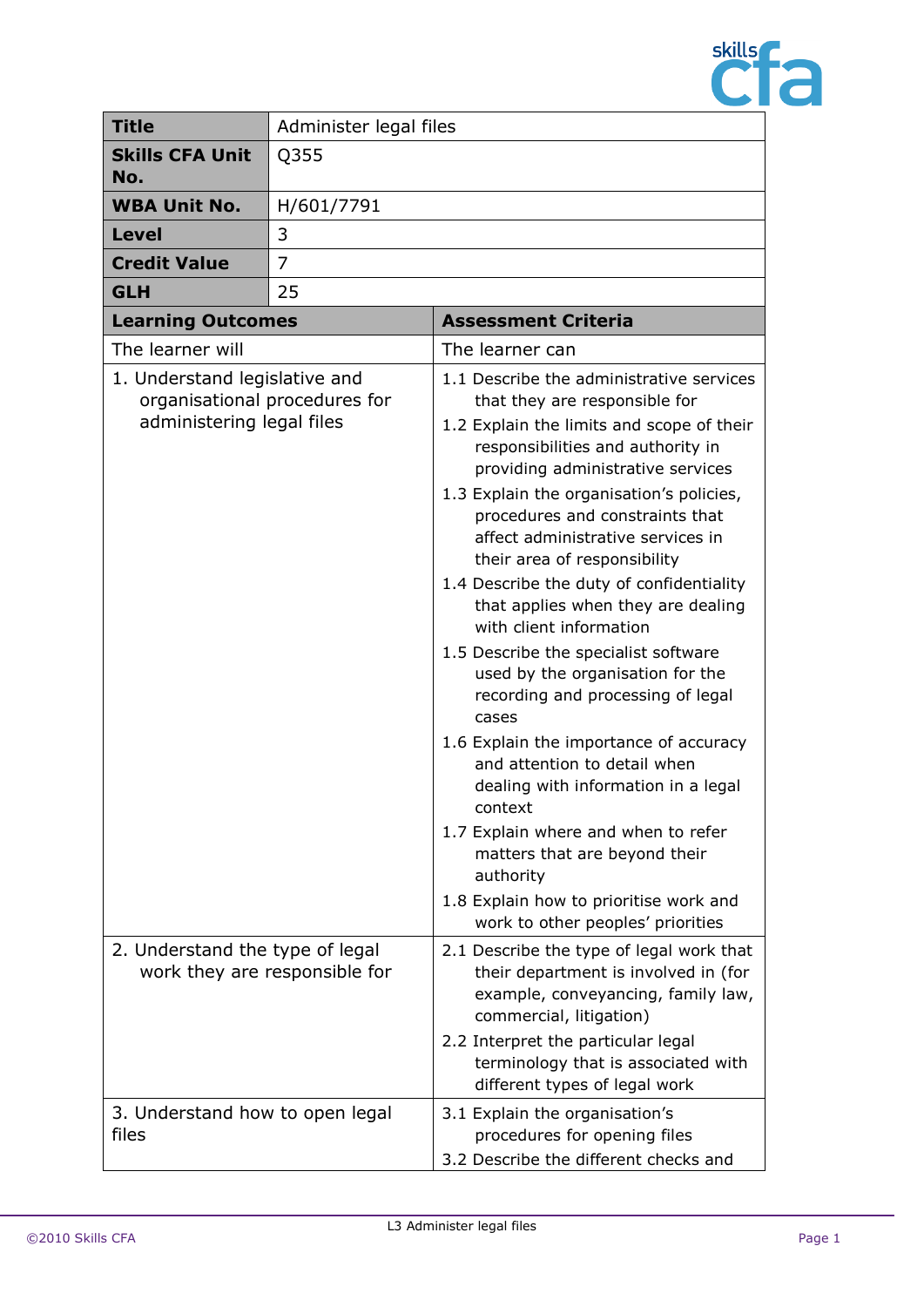| Title | Administer legal files |
| --- | --- |
| **Skills CFA Unit No.** | Q355 |
| **WBA Unit No.** | H/601/7791 |
| **Level** | 3 |
| **Credit Value** | 7 |
| **GLH** | 25 |

| Learning Outcomes | Assessment Criteria |
| --- | --- |
| The learner will | The learner can |
| 1. Understand legislative and organisational procedures for administering legal files | 1.1 Describe the administrative services that they are responsible for<br>1.2 Explain the limits and scope of their responsibilities and authority in providing administrative services<br>1.3 Explain the organisation's policies, procedures and constraints that affect administrative services in their area of responsibility<br>1.4 Describe the duty of confidentiality that applies when they are dealing with client information<br>1.5 Describe the specialist software used by the organisation for the recording and processing of legal cases<br>1.6 Explain the importance of accuracy and attention to detail when dealing with information in a legal context<br>1.7 Explain where and when to refer matters that are beyond their authority<br>1.8 Explain how to prioritise work and work to other peoples' priorities |
| 2. Understand the type of legal work they are responsible for | 2.1 Describe the type of legal work that their department is involved in (for example, conveyancing, family law, commercial, litigation)<br>2.2 Interpret the particular legal terminology that is associated with different types of legal work |
| 3. Understand how to open legal files | 3.1 Explain the organisation's procedures for opening files<br>3.2 Describe the different checks and |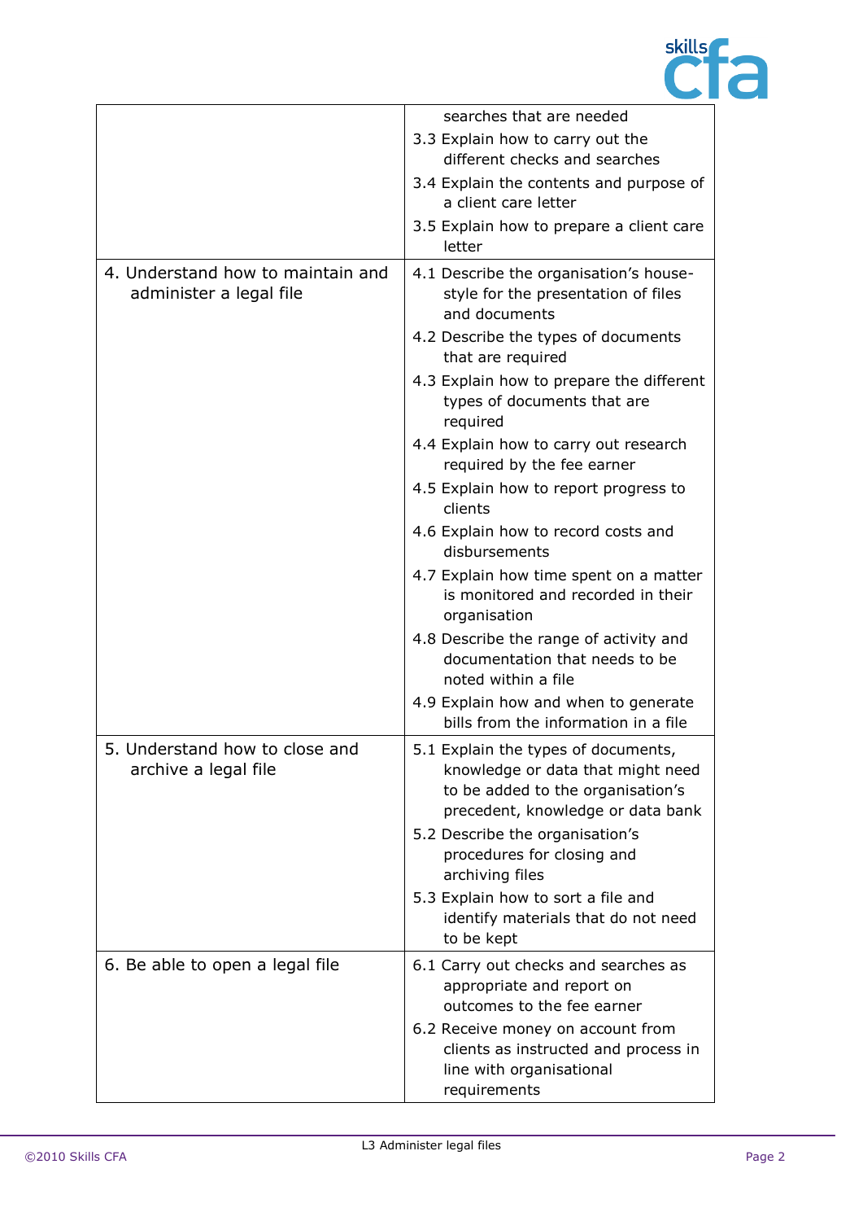| | |
|---|---|
| | searches that are needed<br>3.3 Explain how to carry out the different checks and searches<br>3.4 Explain the contents and purpose of a client care letter<br>3.5 Explain how to prepare a client care letter |
| 4. Understand how to maintain and administer a legal file | 4.1 Describe the organisation's house-style for the presentation of files and documents<br>4.2 Describe the types of documents that are required<br>4.3 Explain how to prepare the different types of documents that are required<br>4.4 Explain how to carry out research required by the fee earner<br>4.5 Explain how to report progress to clients<br>4.6 Explain how to record costs and disbursements<br>4.7 Explain how time spent on a matter is monitored and recorded in their organisation<br>4.8 Describe the range of activity and documentation that needs to be noted within a file<br>4.9 Explain how and when to generate bills from the information in a file |
| 5. Understand how to close and archive a legal file | 5.1 Explain the types of documents, knowledge or data that might need to be added to the organisation's precedent, knowledge or data bank<br>5.2 Describe the organisation's procedures for closing and archiving files<br>5.3 Explain how to sort a file and identify materials that do not need to be kept |
| 6. Be able to open a legal file | 6.1 Carry out checks and searches as appropriate and report on outcomes to the fee earner<br>6.2 Receive money on account from clients as instructed and process in line with organisational requirements |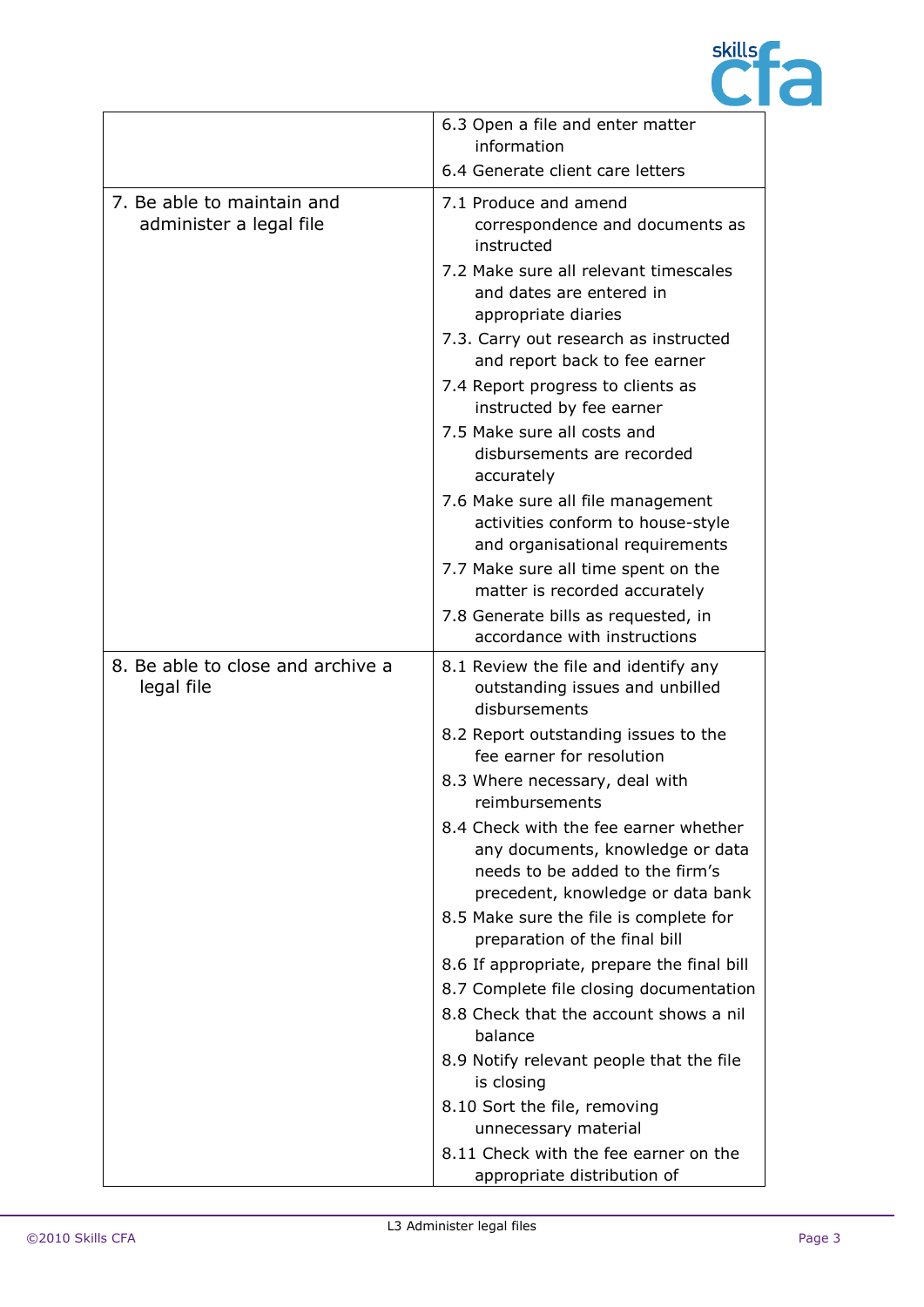| | |
|---|---|
| | 6.3 Open a file and enter matter information<br>6.4 Generate client care letters |
| 7. Be able to maintain and administer a legal file | 7.1 Produce and amend correspondence and documents as instructed<br>7.2 Make sure all relevant timescales and dates are entered in appropriate diaries<br>7.3. Carry out research as instructed and report back to fee earner<br>7.4 Report progress to clients as instructed by fee earner<br>7.5 Make sure all costs and disbursements are recorded accurately<br>7.6 Make sure all file management activities conform to house-style and organisational requirements<br>7.7 Make sure all time spent on the matter is recorded accurately<br>7.8 Generate bills as requested, in accordance with instructions |
| 8. Be able to close and archive a legal file | 8.1 Review the file and identify any outstanding issues and unbilled disbursements<br>8.2 Report outstanding issues to the fee earner for resolution<br>8.3 Where necessary, deal with reimbursements<br>8.4 Check with the fee earner whether any documents, knowledge or data needs to be added to the firm's precedent, knowledge or data bank<br>8.5 Make sure the file is complete for preparation of the final bill<br>8.6 If appropriate, prepare the final bill<br>8.7 Complete file closing documentation<br>8.8 Check that the account shows a nil balance<br>8.9 Notify relevant people that the file is closing<br>8.10 Sort the file, removing unnecessary material<br>8.11 Check with the fee earner on the appropriate distribution of |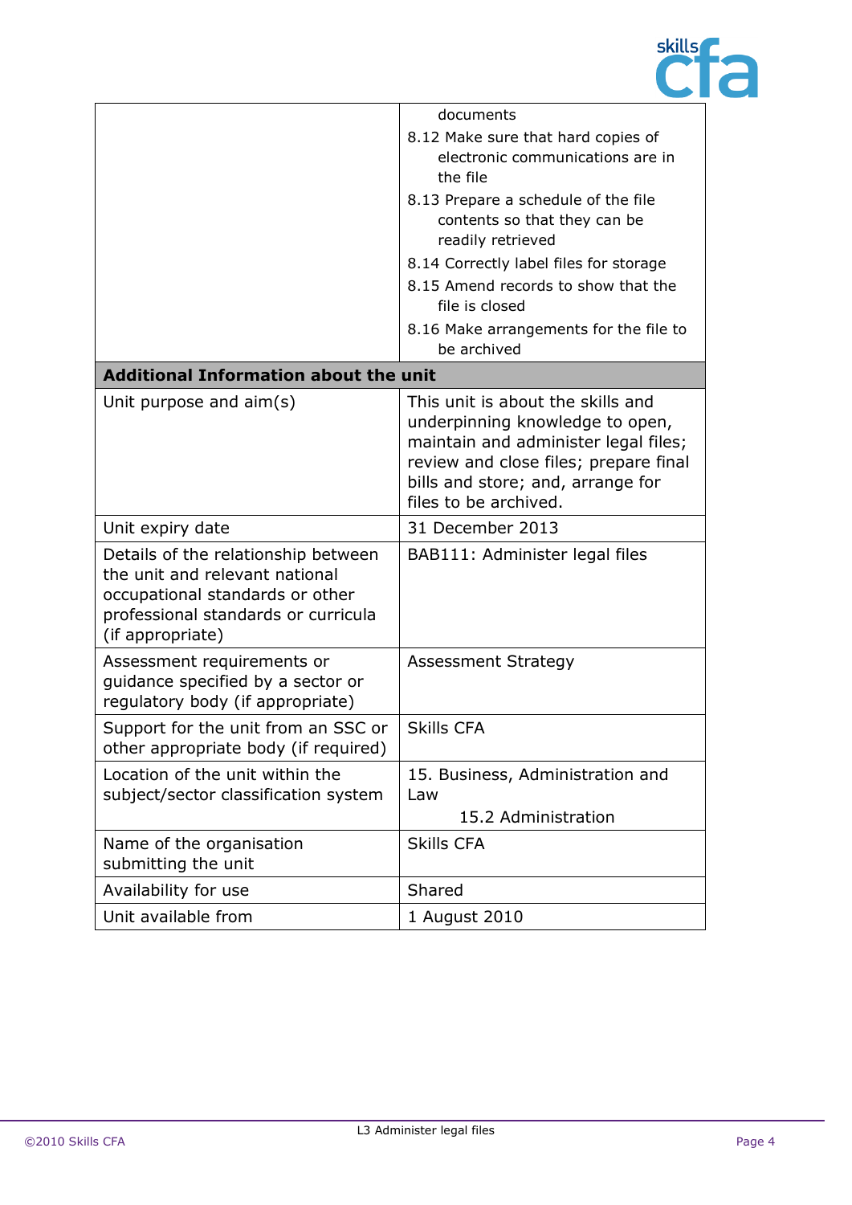| | |
|---|---|
| | documents<br>8.12 Make sure that hard copies of electronic communications are in the file<br>8.13 Prepare a schedule of the file contents so that they can be readily retrieved<br>8.14 Correctly label files for storage<br>8.15 Amend records to show that the file is closed<br>8.16 Make arrangements for the file to be archived |
| **Additional Information about the unit** | |
| Unit purpose and aim(s) | This unit is about the skills and underpinning knowledge to open, maintain and administer legal files; review and close files; prepare final bills and store; and, arrange for files to be archived. |
| Unit expiry date | 31 December 2013 |
| Details of the relationship between the unit and relevant national occupational standards or other professional standards or curricula (if appropriate) | BAB111: Administer legal files |
| Assessment requirements or guidance specified by a sector or regulatory body (if appropriate) | Assessment Strategy |
| Support for the unit from an SSC or other appropriate body (if required) | Skills CFA |
| Location of the unit within the subject/sector classification system | 15. Business, Administration and Law<br>15.2 Administration |
| Name of the organisation submitting the unit | Skills CFA |
| Availability for use | Shared |
| Unit available from | 1 August 2010 |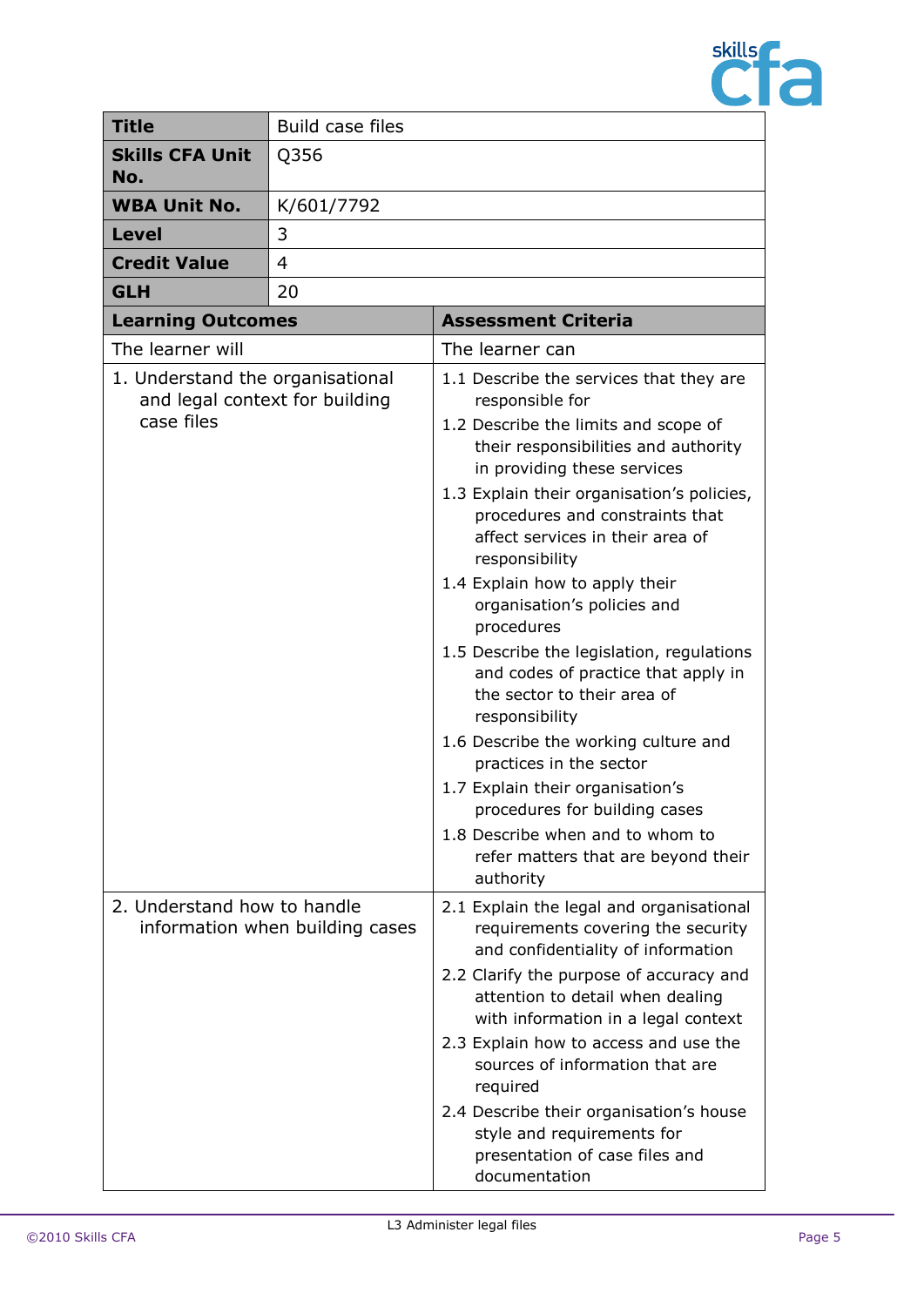| **Title** | Build case files |
|---|---|
| **Skills CFA Unit No.** | Q356 |
| **WBA Unit No.** | K/601/7792 |
| **Level** | 3 |
| **Credit Value** | 4 |
| **GLH** | 20 |

| **Learning Outcomes** | **Assessment Criteria** |
|---|---|
| The learner will | The learner can |
| 1. Understand the organisational and legal context for building case files | 1.1 Describe the services that they are responsible for<br>1.2 Describe the limits and scope of their responsibilities and authority in providing these services<br>1.3 Explain their organisation's policies, procedures and constraints that affect services in their area of responsibility<br>1.4 Explain how to apply their organisation's policies and procedures<br>1.5 Describe the legislation, regulations and codes of practice that apply in the sector to their area of responsibility<br>1.6 Describe the working culture and practices in the sector<br>1.7 Explain their organisation's procedures for building cases<br>1.8 Describe when and to whom to refer matters that are beyond their authority |
| 2. Understand how to handle information when building cases | 2.1 Explain the legal and organisational requirements covering the security and confidentiality of information<br>2.2 Clarify the purpose of accuracy and attention to detail when dealing with information in a legal context<br>2.3 Explain how to access and use the sources of information that are required<br>2.4 Describe their organisation's house style and requirements for presentation of case files and documentation |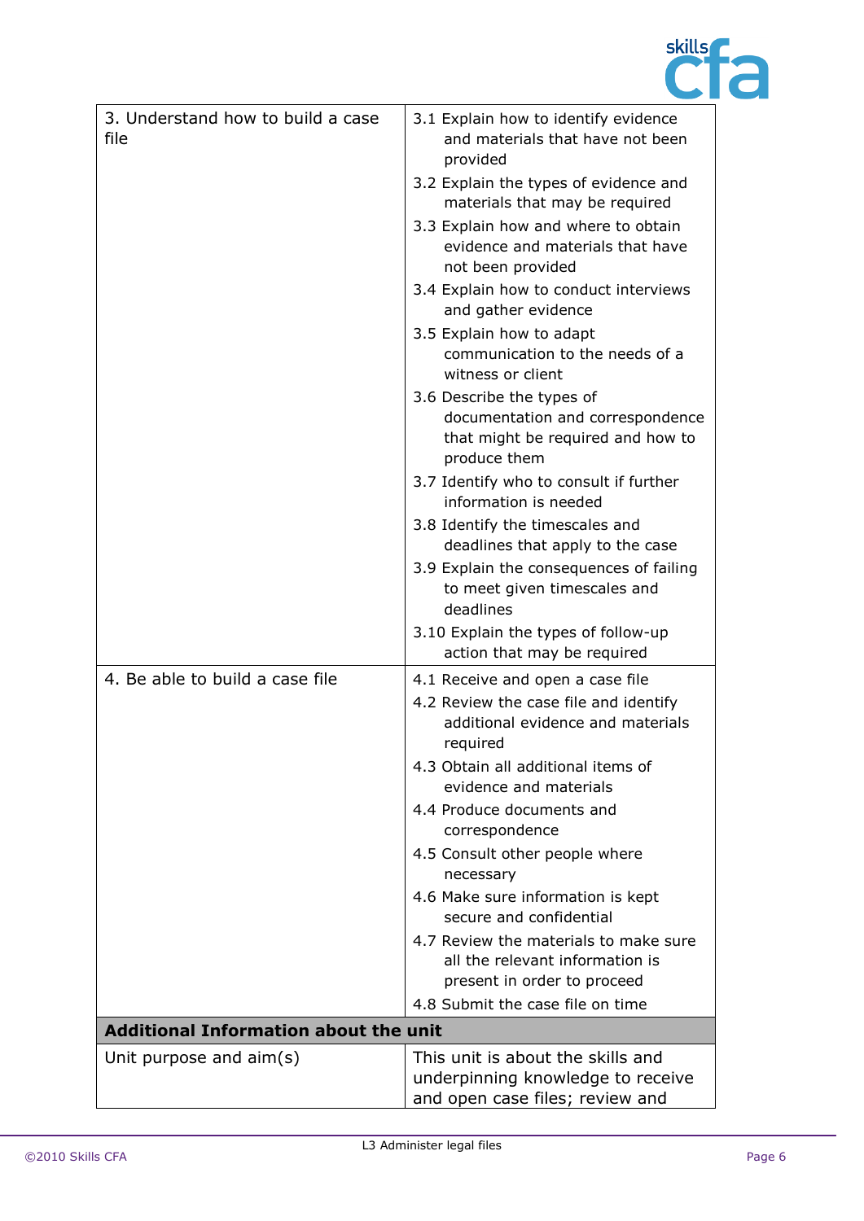| | |
|---|---|
| 3. Understand how to build a case file | 3.1 Explain how to identify evidence and materials that have not been provided<br>3.2 Explain the types of evidence and materials that may be required<br>3.3 Explain how and where to obtain evidence and materials that have not been provided<br>3.4 Explain how to conduct interviews and gather evidence<br>3.5 Explain how to adapt communication to the needs of a witness or client<br>3.6 Describe the types of documentation and correspondence that might be required and how to produce them<br>3.7 Identify who to consult if further information is needed<br>3.8 Identify the timescales and deadlines that apply to the case<br>3.9 Explain the consequences of failing to meet given timescales and deadlines<br>3.10 Explain the types of follow-up action that may be required |
| 4. Be able to build a case file | 4.1 Receive and open a case file<br>4.2 Review the case file and identify additional evidence and materials required<br>4.3 Obtain all additional items of evidence and materials<br>4.4 Produce documents and correspondence<br>4.5 Consult other people where necessary<br>4.6 Make sure information is kept secure and confidential<br>4.7 Review the materials to make sure all the relevant information is present in order to proceed<br>4.8 Submit the case file on time |
| **Additional Information about the unit** | |
| Unit purpose and aim(s) | This unit is about the skills and underpinning knowledge to receive and open case files; review and |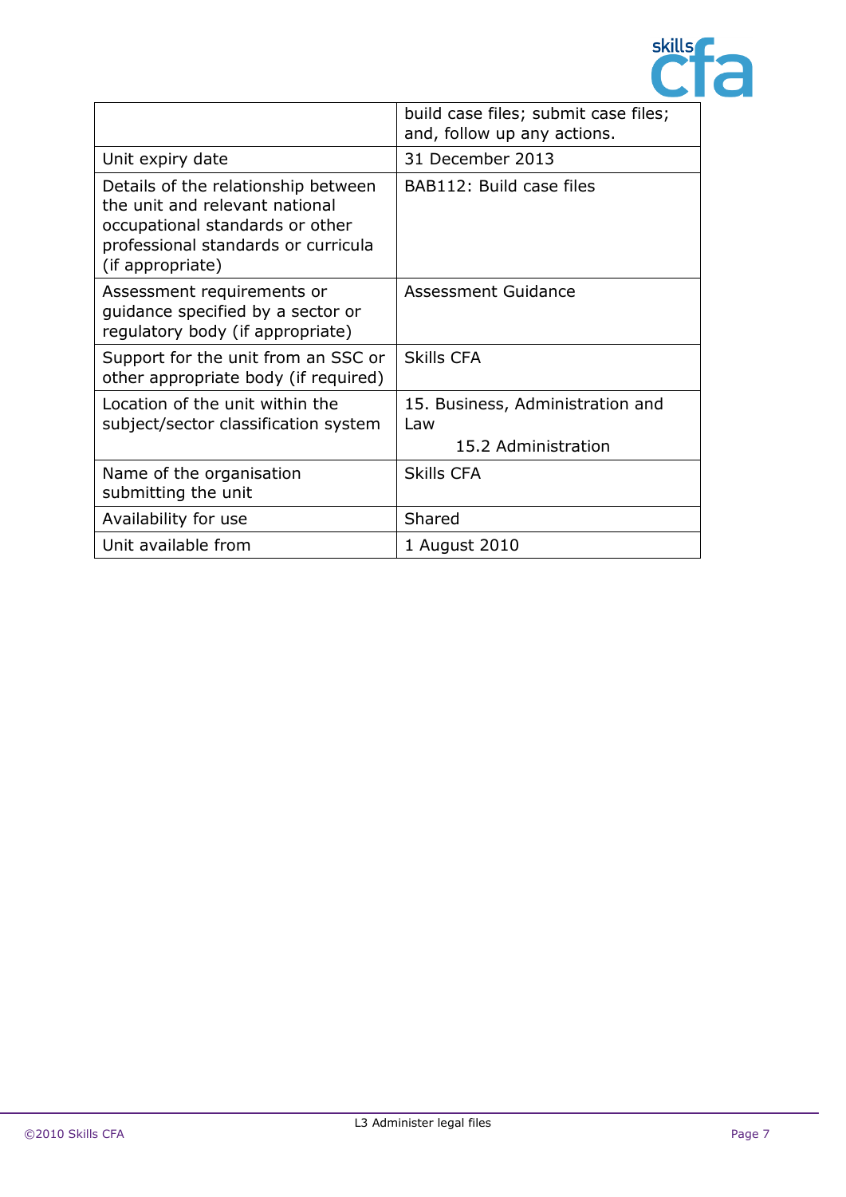| | |
|---|---|
| | build case files; submit case files; and, follow up any actions. |
| Unit expiry date | 31 December 2013 |
| Details of the relationship between the unit and relevant national occupational standards or other professional standards or curricula (if appropriate) | BAB112: Build case files |
| Assessment requirements or guidance specified by a sector or regulatory body (if appropriate) | Assessment Guidance |
| Support for the unit from an SSC or other appropriate body (if required) | Skills CFA |
| Location of the unit within the subject/sector classification system | 15. Business, Administration and Law<br>15.2 Administration |
| Name of the organisation submitting the unit | Skills CFA |
| Availability for use | Shared |
| Unit available from | 1 August 2010 |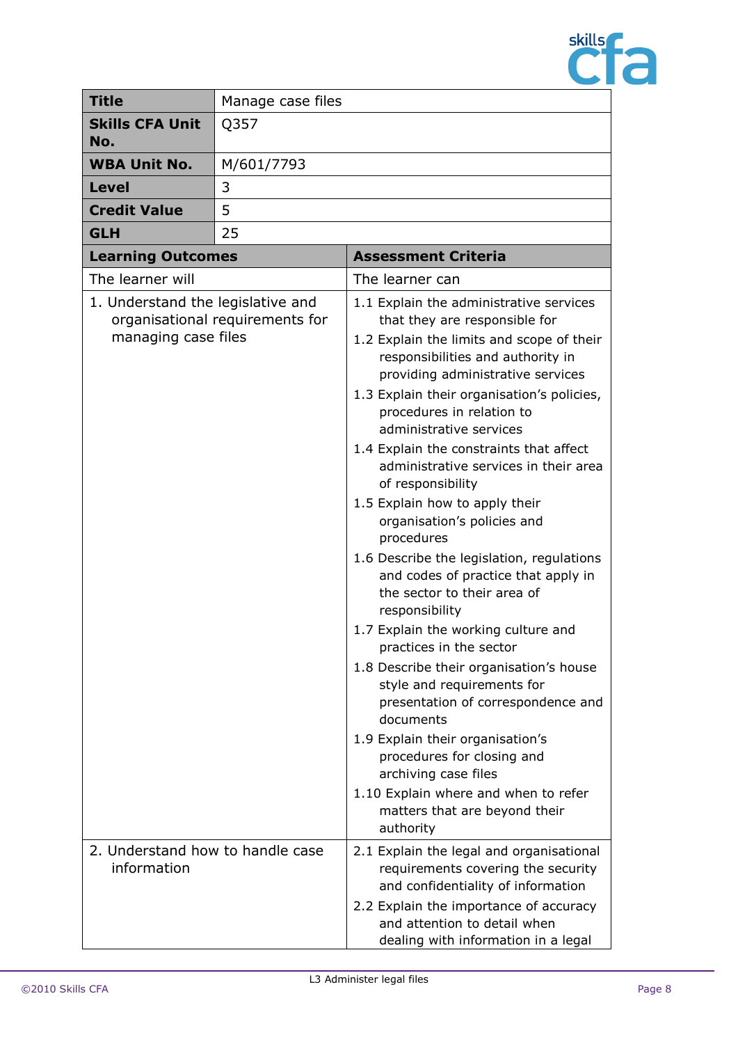| **Title** | Manage case files |
|---|---|
| **Skills CFA Unit No.** | Q357 |
| **WBA Unit No.** | M/601/7793 |
| **Level** | 3 |
| **Credit Value** | 5 |
| **GLH** | 25 |

| **Learning Outcomes** | **Assessment Criteria** |
|---|---|
| The learner will | The learner can |
| 1. Understand the legislative and organisational requirements for managing case files | 1.1 Explain the administrative services that they are responsible for<br>1.2 Explain the limits and scope of their responsibilities and authority in providing administrative services<br>1.3 Explain their organisation's policies, procedures in relation to administrative services<br>1.4 Explain the constraints that affect administrative services in their area of responsibility<br>1.5 Explain how to apply their organisation's policies and procedures<br>1.6 Describe the legislation, regulations and codes of practice that apply in the sector to their area of responsibility<br>1.7 Explain the working culture and practices in the sector<br>1.8 Describe their organisation's house style and requirements for presentation of correspondence and documents<br>1.9 Explain their organisation's procedures for closing and archiving case files<br>1.10 Explain where and when to refer matters that are beyond their authority |
| 2. Understand how to handle case information | 2.1 Explain the legal and organisational requirements covering the security and confidentiality of information<br>2.2 Explain the importance of accuracy and attention to detail when dealing with information in a legal |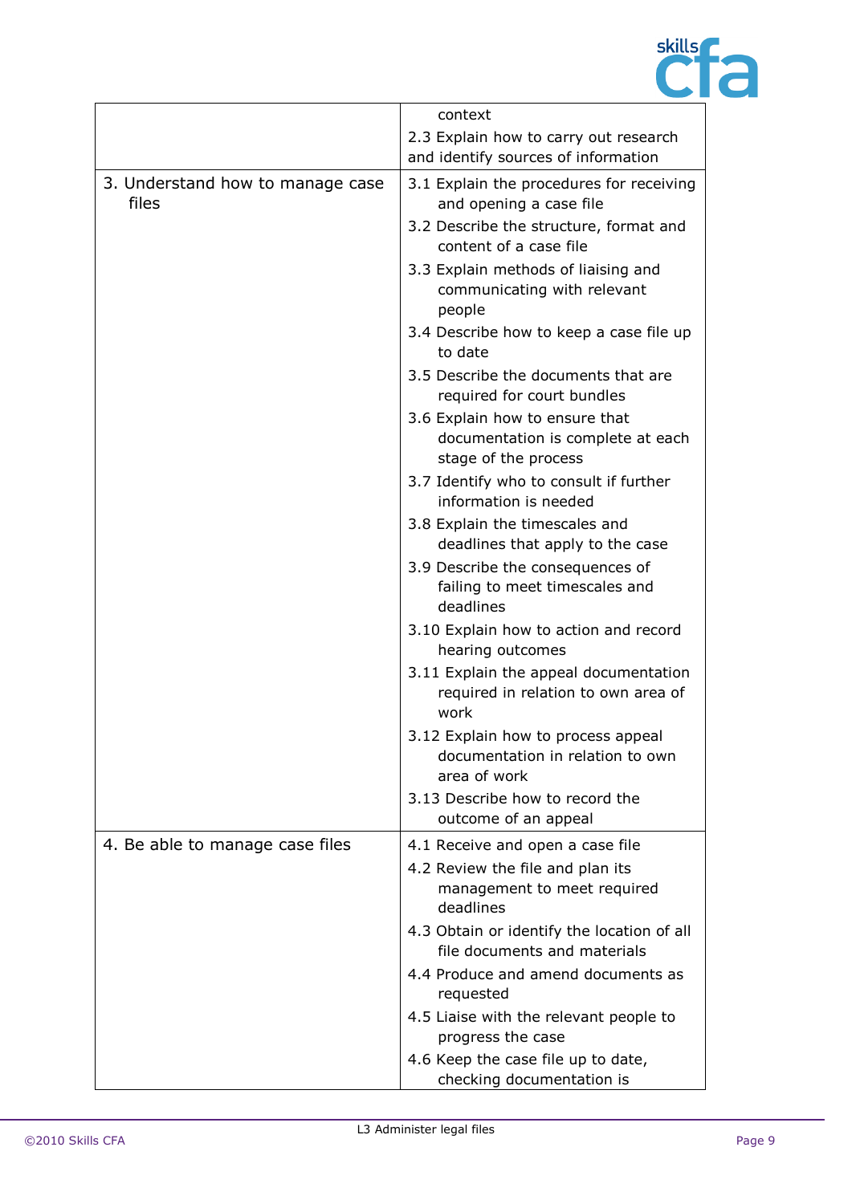| | |
|---|---|
| | context<br>2.3 Explain how to carry out research and identify sources of information |
| 3. Understand how to manage case files | 3.1 Explain the procedures for receiving and opening a case file<br>3.2 Describe the structure, format and content of a case file<br>3.3 Explain methods of liaising and communicating with relevant people<br>3.4 Describe how to keep a case file up to date<br>3.5 Describe the documents that are required for court bundles<br>3.6 Explain how to ensure that documentation is complete at each stage of the process<br>3.7 Identify who to consult if further information is needed<br>3.8 Explain the timescales and deadlines that apply to the case<br>3.9 Describe the consequences of failing to meet timescales and deadlines<br>3.10 Explain how to action and record hearing outcomes<br>3.11 Explain the appeal documentation required in relation to own area of work<br>3.12 Explain how to process appeal documentation in relation to own area of work<br>3.13 Describe how to record the outcome of an appeal |
| 4. Be able to manage case files | 4.1 Receive and open a case file<br>4.2 Review the file and plan its management to meet required deadlines<br>4.3 Obtain or identify the location of all file documents and materials<br>4.4 Produce and amend documents as requested<br>4.5 Liaise with the relevant people to progress the case<br>4.6 Keep the case file up to date, checking documentation is |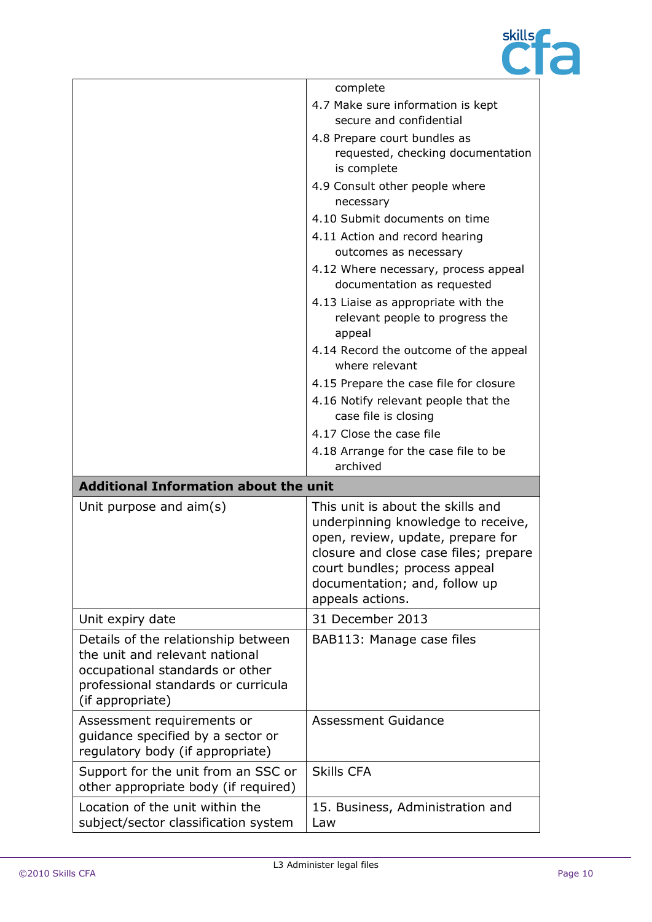| | |
|---|---|
| | complete<br>4.7 Make sure information is kept secure and confidential<br>4.8 Prepare court bundles as requested, checking documentation is complete<br>4.9 Consult other people where necessary<br>4.10 Submit documents on time<br>4.11 Action and record hearing outcomes as necessary<br>4.12 Where necessary, process appeal documentation as requested<br>4.13 Liaise as appropriate with the relevant people to progress the appeal<br>4.14 Record the outcome of the appeal where relevant<br>4.15 Prepare the case file for closure<br>4.16 Notify relevant people that the case file is closing<br>4.17 Close the case file<br>4.18 Arrange for the case file to be archived |
| **Additional Information about the unit** | |
| Unit purpose and aim(s) | This unit is about the skills and underpinning knowledge to receive, open, review, update, prepare for closure and close case files; prepare court bundles; process appeal documentation; and, follow up appeals actions. |
| Unit expiry date | 31 December 2013 |
| Details of the relationship between the unit and relevant national occupational standards or other professional standards or curricula (if appropriate) | BAB113: Manage case files |
| Assessment requirements or guidance specified by a sector or regulatory body (if appropriate) | Assessment Guidance |
| Support for the unit from an SSC or other appropriate body (if required) | Skills CFA |
| Location of the unit within the subject/sector classification system | 15. Business, Administration and Law |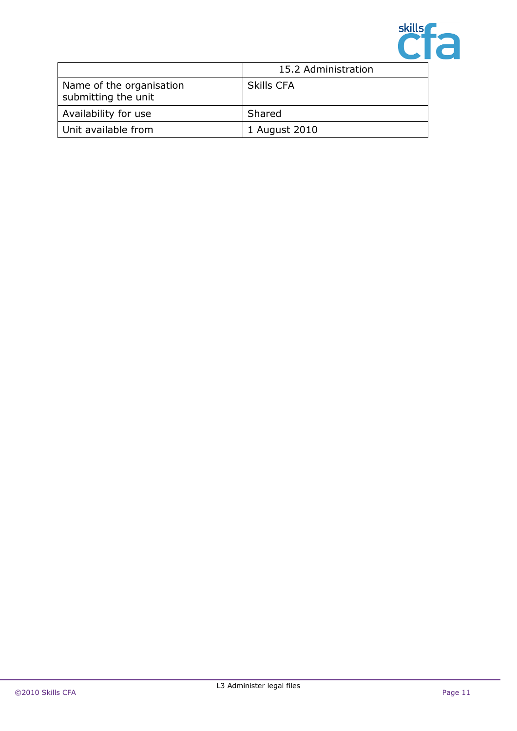| | 15.2 Administration |
|---|---|
| Name of the organisation submitting the unit | Skills CFA |
| Availability for use | Shared |
| Unit available from | 1 August 2010 |